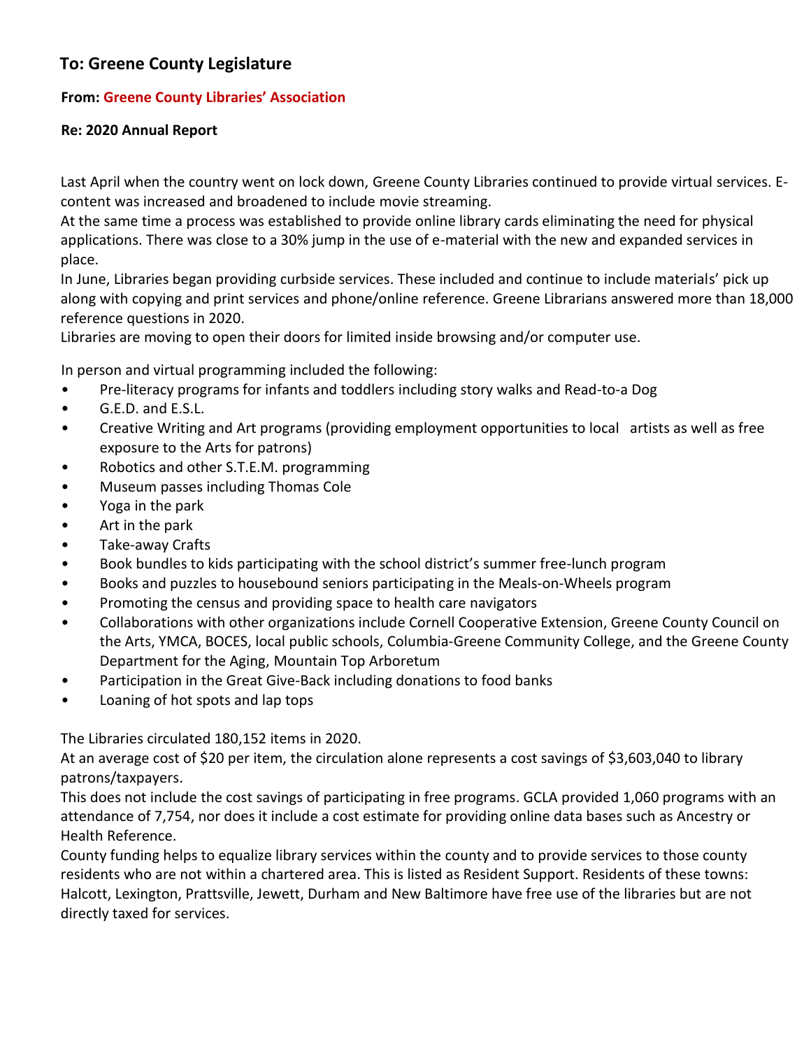## To: Greene County Legislature

**From: Greene County Libraries' Association**

**Re: 2020 Annual Report**

Last April when the country went on lock down, Greene County Libraries continued to provide virtual services. E-content was increased and broadened to include movie streaming.
At the same time a process was established to provide online library cards eliminating the need for physical applications. There was close to a 30% jump in the use of e-material with the new and expanded services in place.
In June, Libraries began providing curbside services. These included and continue to include materials' pick up along with copying and print services and phone/online reference. Greene Librarians answered more than 18,000 reference questions in 2020.
Libraries are moving to open their doors for limited inside browsing and/or computer use.

In person and virtual programming included the following:

- Pre-literacy programs for infants and toddlers including story walks and Read-to-a Dog
- G.E.D. and E.S.L.
- Creative Writing and Art programs (providing employment opportunities to local artists as well as free exposure to the Arts for patrons)
- Robotics and other S.T.E.M. programming
- Museum passes including Thomas Cole
- Yoga in the park
- Art in the park
- Take-away Crafts
- Book bundles to kids participating with the school district's summer free-lunch program
- Books and puzzles to housebound seniors participating in the Meals-on-Wheels program
- Promoting the census and providing space to health care navigators
- Collaborations with other organizations include Cornell Cooperative Extension, Greene County Council on the Arts, YMCA, BOCES, local public schools, Columbia-Greene Community College, and the Greene County Department for the Aging, Mountain Top Arboretum
- Participation in the Great Give-Back including donations to food banks
- Loaning of hot spots and lap tops

The Libraries circulated 180,152 items in 2020.
At an average cost of $20 per item, the circulation alone represents a cost savings of $3,603,040 to library patrons/taxpayers.
This does not include the cost savings of participating in free programs. GCLA provided 1,060 programs with an attendance of 7,754, nor does it include a cost estimate for providing online data bases such as Ancestry or Health Reference.
County funding helps to equalize library services within the county and to provide services to those county residents who are not within a chartered area. This is listed as Resident Support. Residents of these towns: Halcott, Lexington, Prattsville, Jewett, Durham and New Baltimore have free use of the libraries but are not directly taxed for services.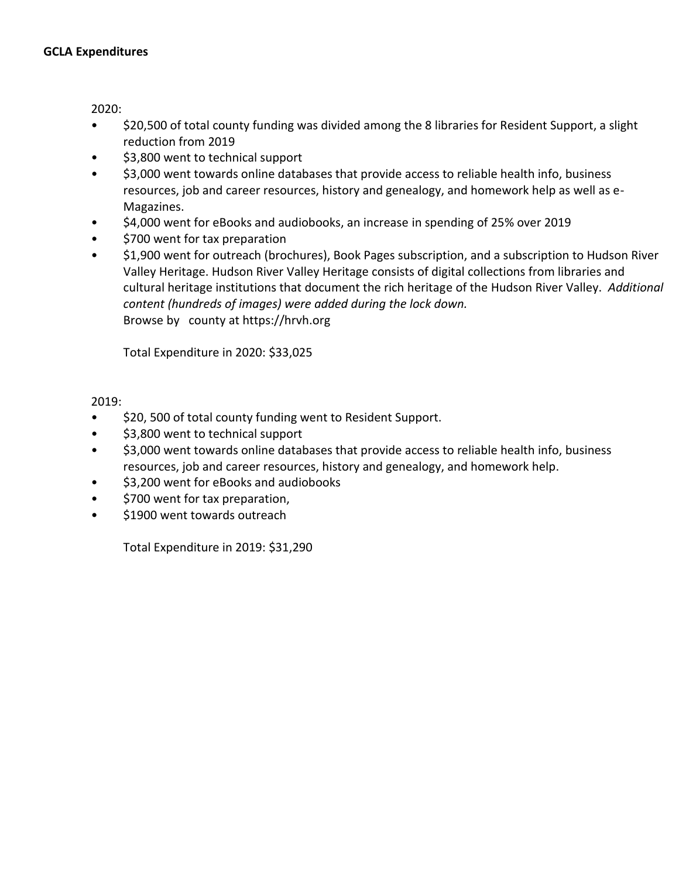**GCLA Expenditures**

2020:

- $20,500 of total county funding was divided among the 8 libraries for Resident Support, a slight reduction from 2019
- $3,800 went to technical support
- $3,000 went towards online databases that provide access to reliable health info, business resources, job and career resources, history and genealogy, and homework help as well as e-Magazines.
- $4,000 went for eBooks and audiobooks, an increase in spending of 25% over 2019
- $700 went for tax preparation
- $1,900 went for outreach (brochures), Book Pages subscription, and a subscription to Hudson River Valley Heritage. Hudson River Valley Heritage consists of digital collections from libraries and cultural heritage institutions that document the rich heritage of the Hudson River Valley. *Additional content (hundreds of images) were added during the lock down.*
  Browse by county at https://hrvh.org

  Total Expenditure in 2020: $33,025

2019:

- $20, 500 of total county funding went to Resident Support.
- $3,800 went to technical support
- $3,000 went towards online databases that provide access to reliable health info, business resources, job and career resources, history and genealogy, and homework help.
- $3,200 went for eBooks and audiobooks
- $700 went for tax preparation,
- $1900 went towards outreach

  Total Expenditure in 2019: $31,290